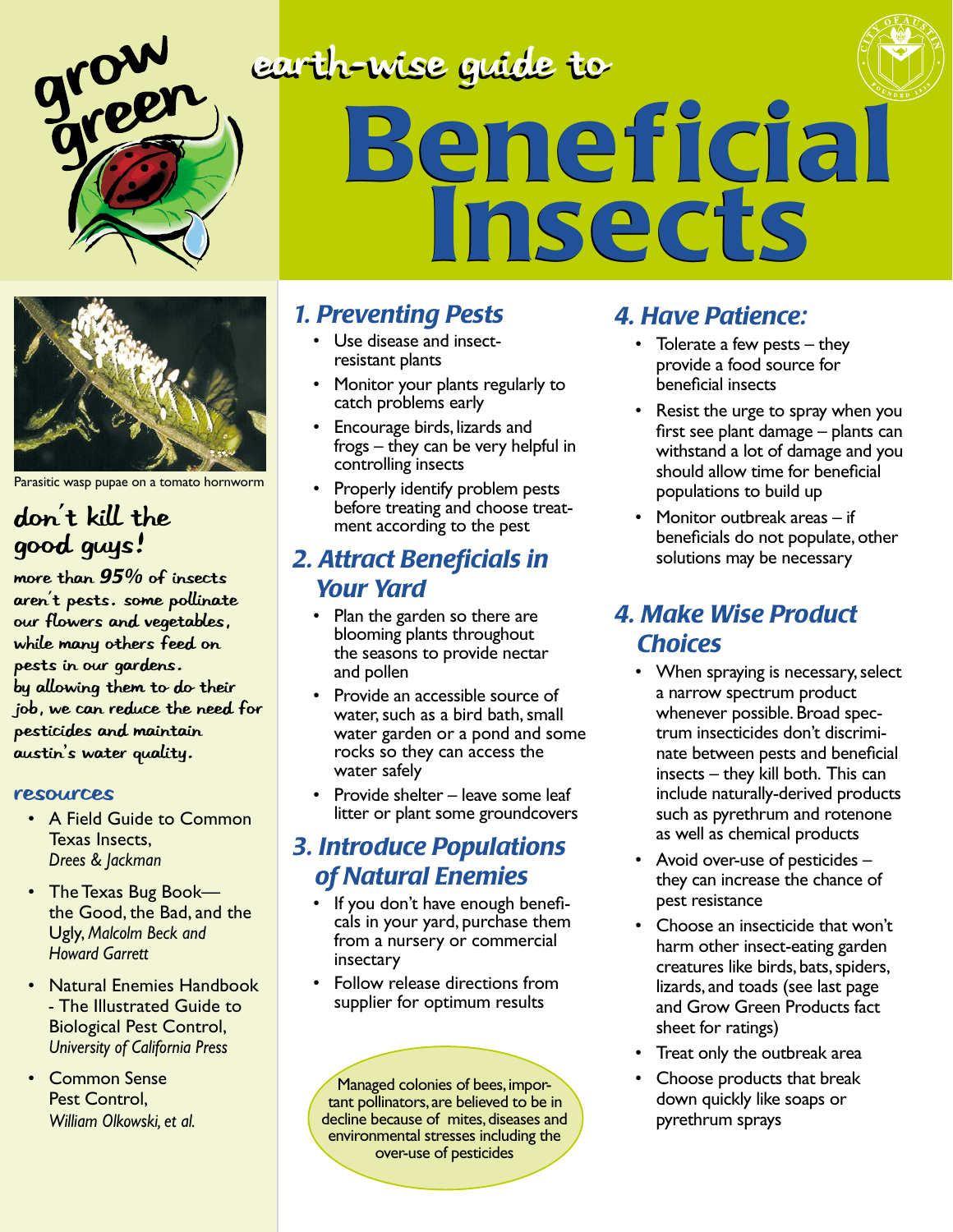grow green

earth-wise guide to

# Beneficial Insects

Parasitic wasp pupae on a tomato hornworm

## don't kill the good guys!

more than 95% of insects aren't pests. some pollinate our flowers and vegetables, while many others feed on pests in our gardens. by allowing them to do their job, we can reduce the need for pesticides and maintain austin's water quality.

### resources

- A Field Guide to Common Texas Insects, *Drees & Jackman*
- The Texas Bug Book—the Good, the Bad, and the Ugly, *Malcolm Beck and Howard Garrett*
- Natural Enemies Handbook - The Illustrated Guide to Biological Pest Control, *University of California Press*
- Common Sense Pest Control, *William Olkowski, et al.*

## 1. Preventing Pests

- Use disease and insect-resistant plants
- Monitor your plants regularly to catch problems early
- Encourage birds, lizards and frogs – they can be very helpful in controlling insects
- Properly identify problem pests before treating and choose treatment according to the pest

## 2. Attract Beneficials in Your Yard

- Plan the garden so there are blooming plants throughout the seasons to provide nectar and pollen
- Provide an accessible source of water, such as a bird bath, small water garden or a pond and some rocks so they can access the water safely
- Provide shelter – leave some leaf litter or plant some groundcovers

## 3. Introduce Populations of Natural Enemies

- If you don't have enough beneficials in your yard, purchase them from a nursery or commercial insectary
- Follow release directions from supplier for optimum results

Managed colonies of bees, important pollinators, are believed to be in decline because of mites, diseases and environmental stresses including the over-use of pesticides

## 4. Have Patience:

- Tolerate a few pests – they provide a food source for beneficial insects
- Resist the urge to spray when you first see plant damage – plants can withstand a lot of damage and you should allow time for beneficial populations to build up
- Monitor outbreak areas – if beneficials do not populate, other solutions may be necessary

## 4. Make Wise Product Choices

- When spraying is necessary, select a narrow spectrum product whenever possible. Broad spectrum insecticides don't discriminate between pests and beneficial insects – they kill both. This can include naturally-derived products such as pyrethrum and rotenone as well as chemical products
- Avoid over-use of pesticides – they can increase the chance of pest resistance
- Choose an insecticide that won't harm other insect-eating garden creatures like birds, bats, spiders, lizards, and toads (see last page and Grow Green Products fact sheet for ratings)
- Treat only the outbreak area
- Choose products that break down quickly like soaps or pyrethrum sprays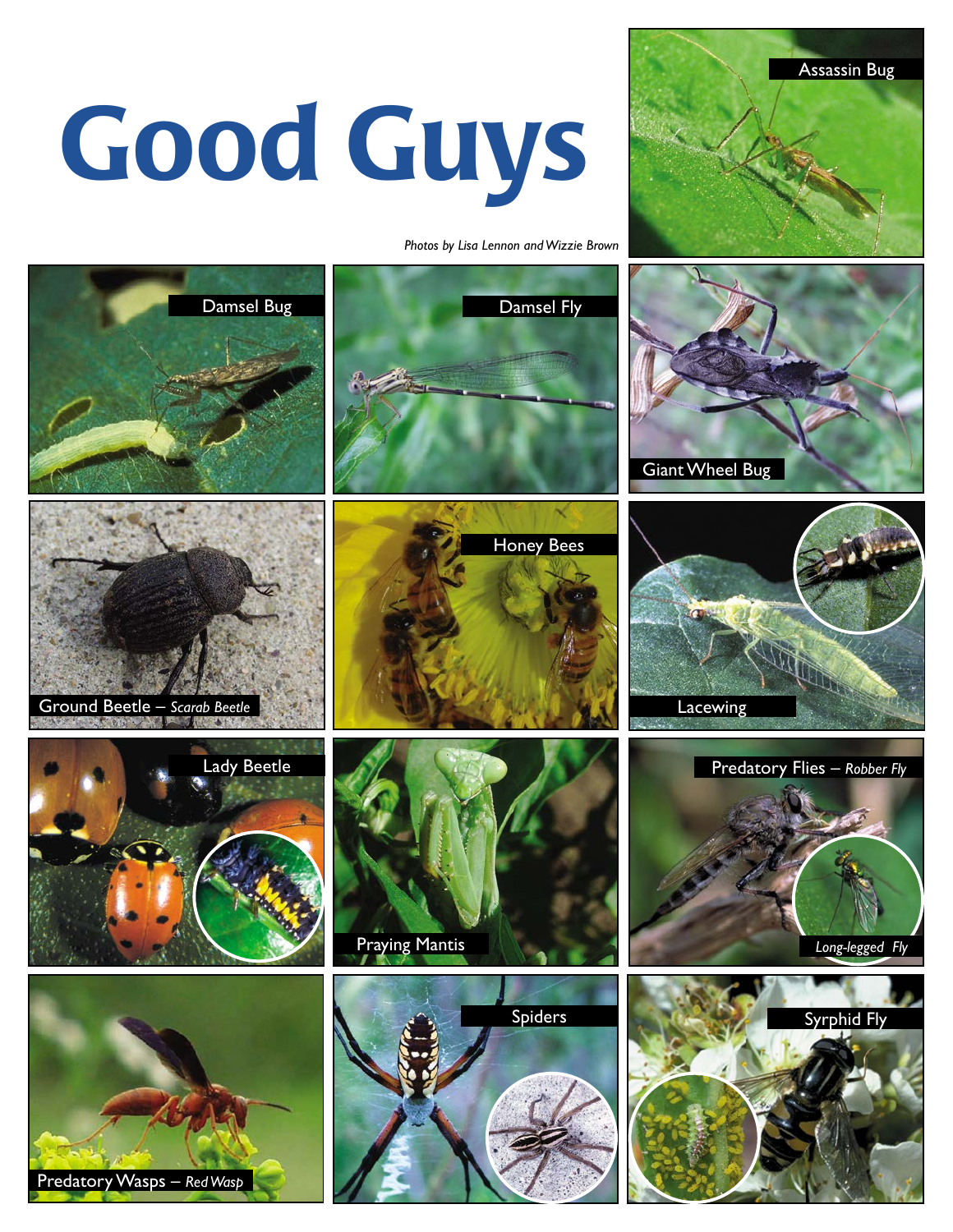# Good Guys

*Photos by Lisa Lennon and Wizzie Brown*

Assassin Bug

Damsel Bug

Damsel Fly

Giant Wheel Bug

Ground Beetle – *Scarab Beetle*

Honey Bees

Lacewing

Lady Beetle

Praying Mantis

Predatory Flies – *Robber Fly*

*Long-legged Fly*

Predatory Wasps – *Red Wasp*

Spiders

Syrphid Fly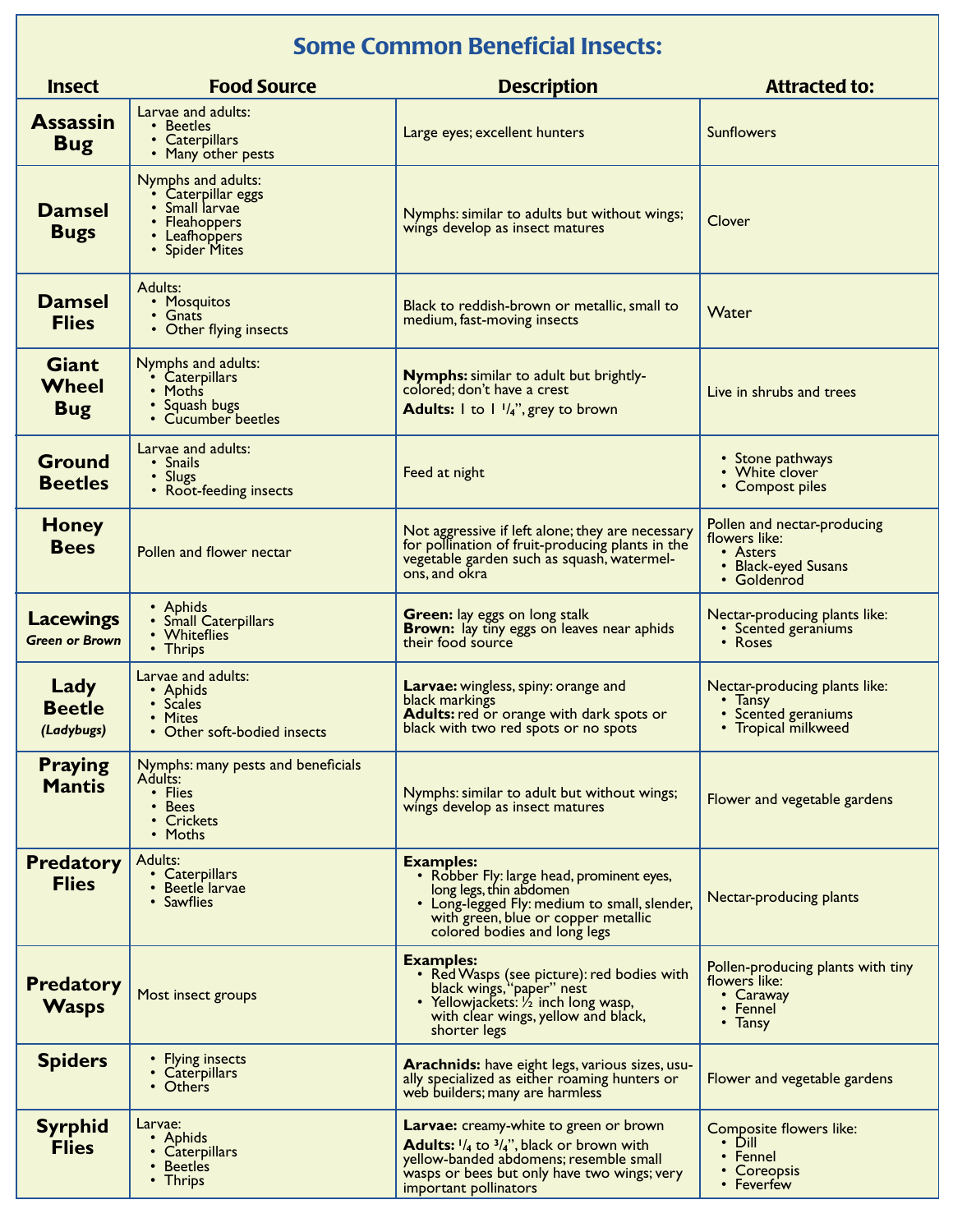# Some Common Beneficial Insects:

| Insect | Food Source | Description | Attracted to: |
|---|---|---|---|
| **Assassin Bug** | Larvae and adults:<br>• Beetles<br>• Caterpillars<br>• Many other pests | Large eyes; excellent hunters | Sunflowers |
| **Damsel Bugs** | Nymphs and adults:<br>• Caterpillar eggs<br>• Small larvae<br>• Fleahoppers<br>• Leafhoppers<br>• Spider Mites | Nymphs: similar to adults but without wings; wings develop as insect matures | Clover |
| **Damsel Flies** | Adults:<br>• Mosquitos<br>• Gnats<br>• Other flying insects | Black to reddish-brown or metallic, small to medium, fast-moving insects | Water |
| **Giant Wheel Bug** | Nymphs and adults:<br>• Caterpillars<br>• Moths<br>• Squash bugs<br>• Cucumber beetles | **Nymphs:** similar to adult but brightly-colored; don't have a crest<br>**Adults:** 1 to 1 1/4", grey to brown | Live in shrubs and trees |
| **Ground Beetles** | Larvae and adults:<br>• Snails<br>• Slugs<br>• Root-feeding insects | Feed at night | • Stone pathways<br>• White clover<br>• Compost piles |
| **Honey Bees** | Pollen and flower nectar | Not aggressive if left alone; they are necessary for pollination of fruit-producing plants in the vegetable garden such as squash, watermelons, and okra | Pollen and nectar-producing flowers like:<br>• Asters<br>• Black-eyed Susans<br>• Goldenrod |
| **Lacewings** *Green or Brown* | • Aphids<br>• Small Caterpillars<br>• Whiteflies<br>• Thrips | **Green:** lay eggs on long stalk<br>**Brown:** lay tiny eggs on leaves near aphids their food source | Nectar-producing plants like:<br>• Scented geraniums<br>• Roses |
| **Lady Beetle** *(Ladybugs)* | Larvae and adults:<br>• Aphids<br>• Scales<br>• Mites<br>• Other soft-bodied insects | **Larvae:** wingless, spiny: orange and black markings<br>**Adults:** red or orange with dark spots or black with two red spots or no spots | Nectar-producing plants like:<br>• Tansy<br>• Scented geraniums<br>• Tropical milkweed |
| **Praying Mantis** | Nymphs: many pests and beneficials<br>Adults:<br>• Flies<br>• Bees<br>• Crickets<br>• Moths | Nymphs: similar to adult but without wings; wings develop as insect matures | Flower and vegetable gardens |
| **Predatory Flies** | Adults:<br>• Caterpillars<br>• Beetle larvae<br>• Sawflies | **Examples:**<br>• Robber Fly: large head, prominent eyes, long legs, thin abdomen<br>• Long-legged Fly: medium to small, slender, with green, blue or copper metallic colored bodies and long legs | Nectar-producing plants |
| **Predatory Wasps** | Most insect groups | **Examples:**<br>• Red Wasps (see picture): red bodies with black wings, "paper" nest<br>• Yellowjackets: 1/2 inch long wasp, with clear wings, yellow and black, shorter legs | Pollen-producing plants with tiny flowers like:<br>• Caraway<br>• Fennel<br>• Tansy |
| **Spiders** | • Flying insects<br>• Caterpillars<br>• Others | **Arachnids:** have eight legs, various sizes, usually specialized as either roaming hunters or web builders; many are harmless | Flower and vegetable gardens |
| **Syrphid Flies** | Larvae:<br>• Aphids<br>• Caterpillars<br>• Beetles<br>• Thrips | **Larvae:** creamy-white to green or brown<br>**Adults:** 1/4 to 3/4", black or brown with yellow-banded abdomens; resemble small wasps or bees but only have two wings; very important pollinators | Composite flowers like:<br>• Dill<br>• Fennel<br>• Coreopsis<br>• Feverfew |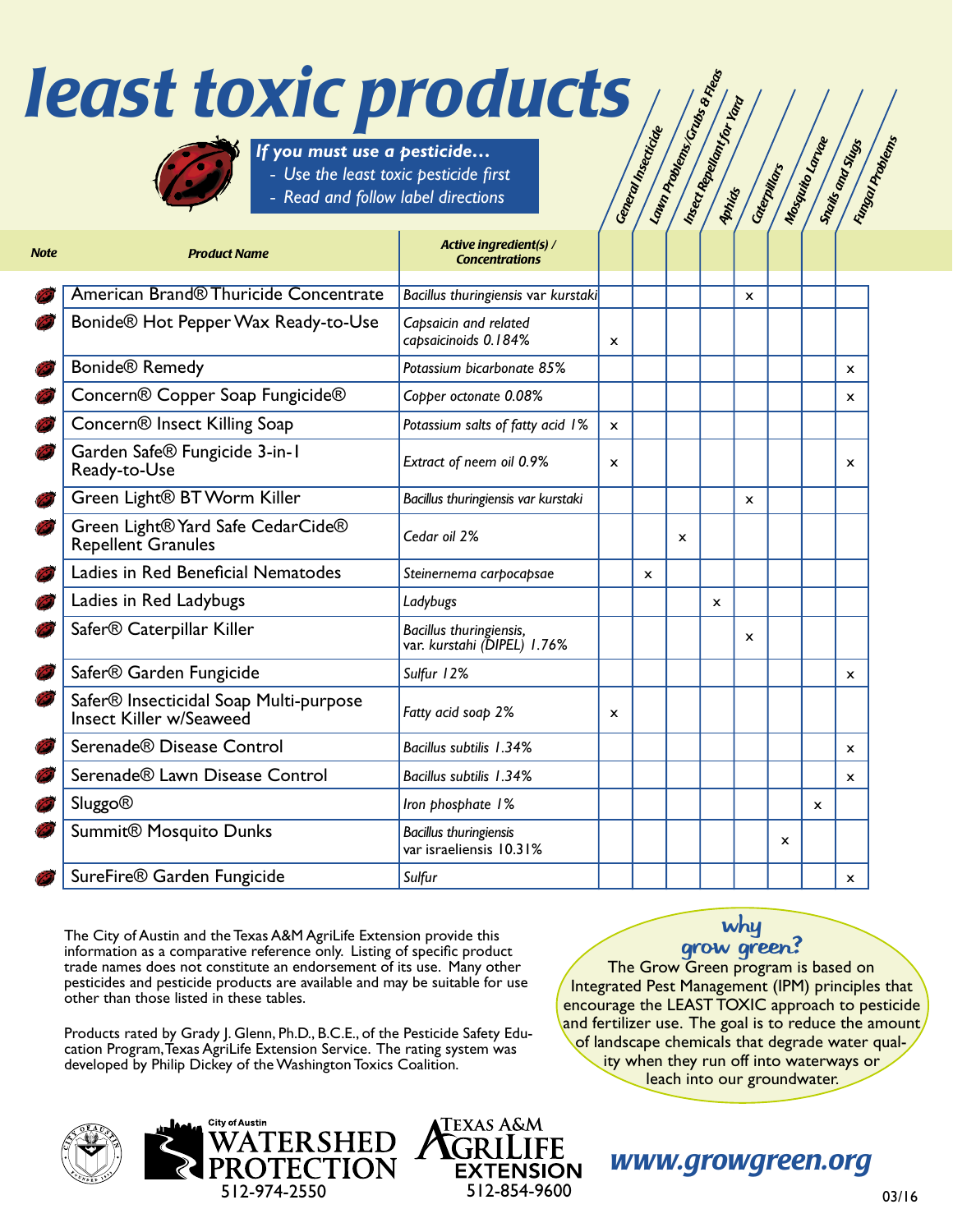# least toxic products

**If you must use a pesticide…**

- Use the least toxic pesticide first
- Read and follow label directions

| Note | Product Name | Active ingredient(s) / Concentrations | General Insecticide | Lawn Problems/Grubs & Fleas | Insect Repellant for Yard | Aphids | Caterpillars | Mosquito Larvae | Snails and Slugs | Fungal Problems |
|---|---|---|---|---|---|---|---|---|---|---|
| | American Brand® Thuricide Concentrate | *Bacillus thuringiensis var kurstaki* | | | | | x | | | |
| | Bonide® Hot Pepper Wax Ready-to-Use | *Capsaicin and related capsaicinoids 0.184%* | x | | | | | | | |
| | Bonide® Remedy | *Potassium bicarbonate 85%* | | | | | | | | x |
| | Concern® Copper Soap Fungicide® | *Copper octonate 0.08%* | | | | | | | | x |
| | Concern® Insect Killing Soap | *Potassium salts of fatty acid 1%* | x | | | | | | | |
| | Garden Safe® Fungicide 3-in-1 Ready-to-Use | *Extract of neem oil 0.9%* | x | | | | | | | x |
| | Green Light® BT Worm Killer | *Bacillus thuringiensis var kurstaki* | | | | | x | | | |
| | Green Light® Yard Safe CedarCide® Repellent Granules | *Cedar oil 2%* | | | x | | | | | |
| | Ladies in Red Beneficial Nematodes | *Steinernema carpocapsae* | | x | | | | | | |
| | Ladies in Red Ladybugs | *Ladybugs* | | | | x | | | | |
| | Safer® Caterpillar Killer | *Bacillus thuringiensis, var. kurstahi (DIPEL) 1.76%* | | | | | x | | | |
| | Safer® Garden Fungicide | *Sulfur 12%* | | | | | | | | x |
| | Safer® Insecticidal Soap Multi-purpose Insect Killer w/Seaweed | *Fatty acid soap 2%* | x | | | | | | | |
| | Serenade® Disease Control | *Bacillus subtilis 1.34%* | | | | | | | | x |
| | Serenade® Lawn Disease Control | *Bacillus subtilis 1.34%* | | | | | | | | x |
| | Sluggo® | *Iron phosphate 1%* | | | | | | | x | |
| | Summit® Mosquito Dunks | *Bacillus thuringiensis var israeliensis 10.31%* | | | | | | x | | |
| | SureFire® Garden Fungicide | *Sulfur* | | | | | | | | x |

The City of Austin and the Texas A&M AgriLife Extension provide this information as a comparative reference only. Listing of specific product trade names does not constitute an endorsement of its use. Many other pesticides and pesticide products are available and may be suitable for use other than those listed in these tables.

Products rated by Grady J. Glenn, Ph.D., B.C.E., of the Pesticide Safety Education Program, Texas AgriLife Extension Service. The rating system was developed by Philip Dickey of the Washington Toxics Coalition.

## why grow green?

The Grow Green program is based on Integrated Pest Management (IPM) principles that encourage the LEAST TOXIC approach to pesticide and fertilizer use. The goal is to reduce the amount of landscape chemicals that degrade water quality when they run off into waterways or leach into our groundwater.

City of Austin WATERSHED PROTECTION 512-974-2550

TEXAS A&M AGRILIFE EXTENSION 512-854-9600

**www.growgreen.org**

03/16